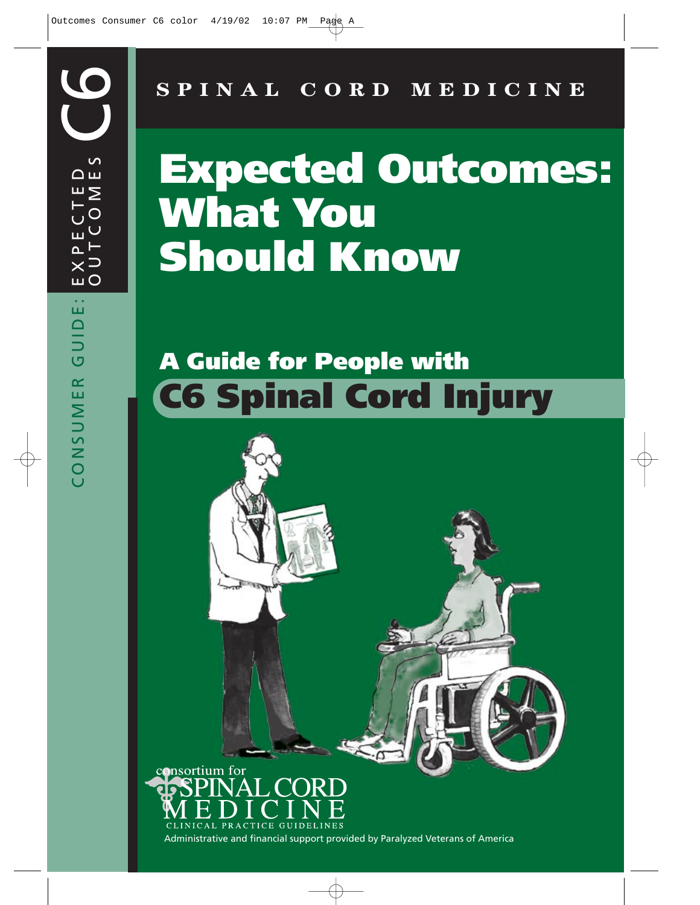CONSUMER GUIDE: EXPECTED OUTCOMES C6

**SPINAL CORD MEDICINE**

# Expected Outcomes: What You Should Know

## A Guide for People with C6 Spinal Cord Injury

consortium for SPINAL CORD MEDICINE

CLINICAL PRACTICE GUIDELINES

Administrative and financial support provided by Paralyzed Veterans of America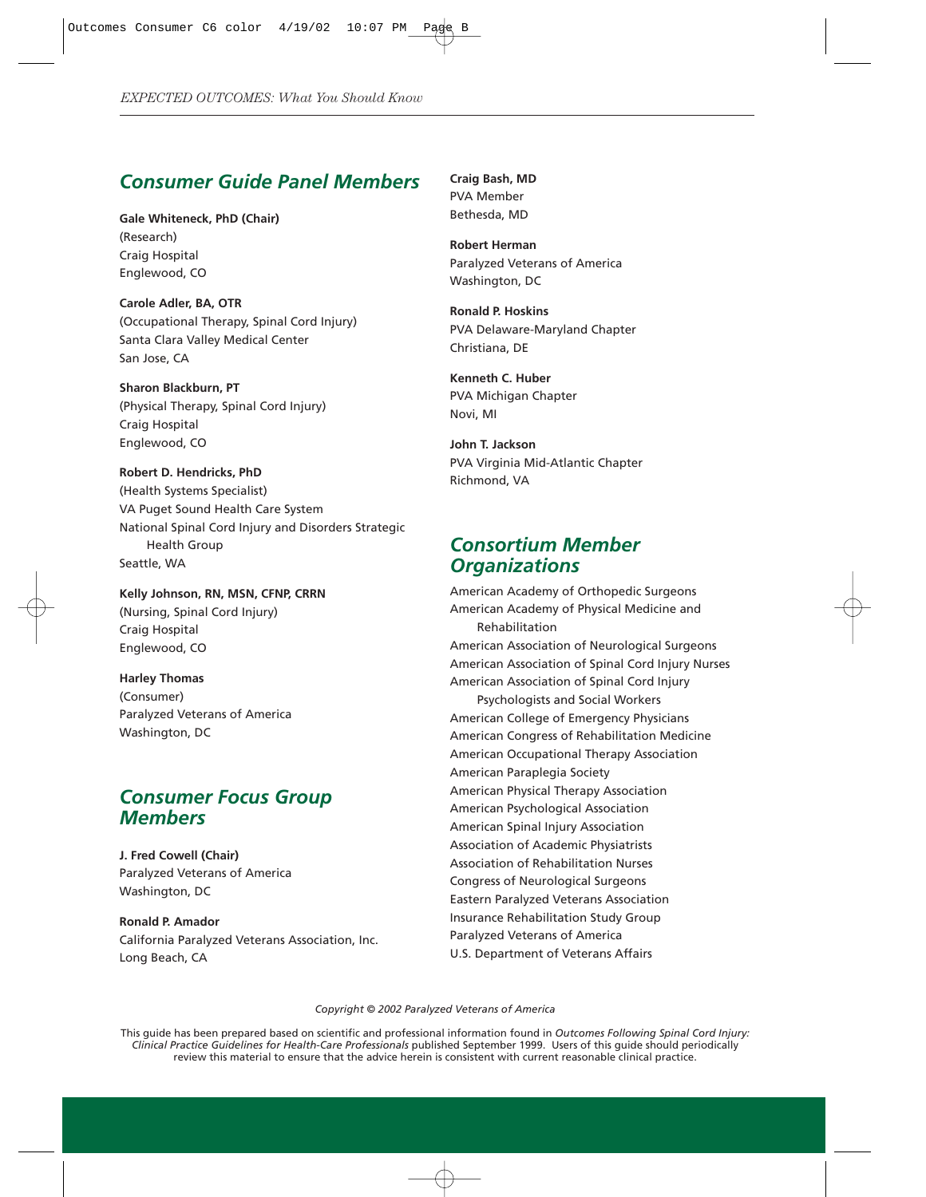## Consumer Guide Panel Members

**Gale Whiteneck, PhD (Chair)**
(Research)
Craig Hospital
Englewood, CO

**Carole Adler, BA, OTR**
(Occupational Therapy, Spinal Cord Injury)
Santa Clara Valley Medical Center
San Jose, CA

**Sharon Blackburn, PT**
(Physical Therapy, Spinal Cord Injury)
Craig Hospital
Englewood, CO

**Robert D. Hendricks, PhD**
(Health Systems Specialist)
VA Puget Sound Health Care System
National Spinal Cord Injury and Disorders Strategic Health Group
Seattle, WA

**Kelly Johnson, RN, MSN, CFNP, CRRN**
(Nursing, Spinal Cord Injury)
Craig Hospital
Englewood, CO

**Harley Thomas**
(Consumer)
Paralyzed Veterans of America
Washington, DC

## Consumer Focus Group Members

**J. Fred Cowell (Chair)**
Paralyzed Veterans of America
Washington, DC

**Ronald P. Amador**
California Paralyzed Veterans Association, Inc.
Long Beach, CA

**Craig Bash, MD**
PVA Member
Bethesda, MD

**Robert Herman**
Paralyzed Veterans of America
Washington, DC

**Ronald P. Hoskins**
PVA Delaware-Maryland Chapter
Christiana, DE

**Kenneth C. Huber**
PVA Michigan Chapter
Novi, MI

**John T. Jackson**
PVA Virginia Mid-Atlantic Chapter
Richmond, VA

## Consortium Member Organizations

American Academy of Orthopedic Surgeons
American Academy of Physical Medicine and Rehabilitation
American Association of Neurological Surgeons
American Association of Spinal Cord Injury Nurses
American Association of Spinal Cord Injury Psychologists and Social Workers
American College of Emergency Physicians
American Congress of Rehabilitation Medicine
American Occupational Therapy Association
American Paraplegia Society
American Physical Therapy Association
American Psychological Association
American Spinal Injury Association
Association of Academic Physiatrists
Association of Rehabilitation Nurses
Congress of Neurological Surgeons
Eastern Paralyzed Veterans Association
Insurance Rehabilitation Study Group
Paralyzed Veterans of America
U.S. Department of Veterans Affairs

*Copyright © 2002 Paralyzed Veterans of America*

This guide has been prepared based on scientific and professional information found in *Outcomes Following Spinal Cord Injury: Clinical Practice Guidelines for Health-Care Professionals* published September 1999. Users of this guide should periodically review this material to ensure that the advice herein is consistent with current reasonable clinical practice.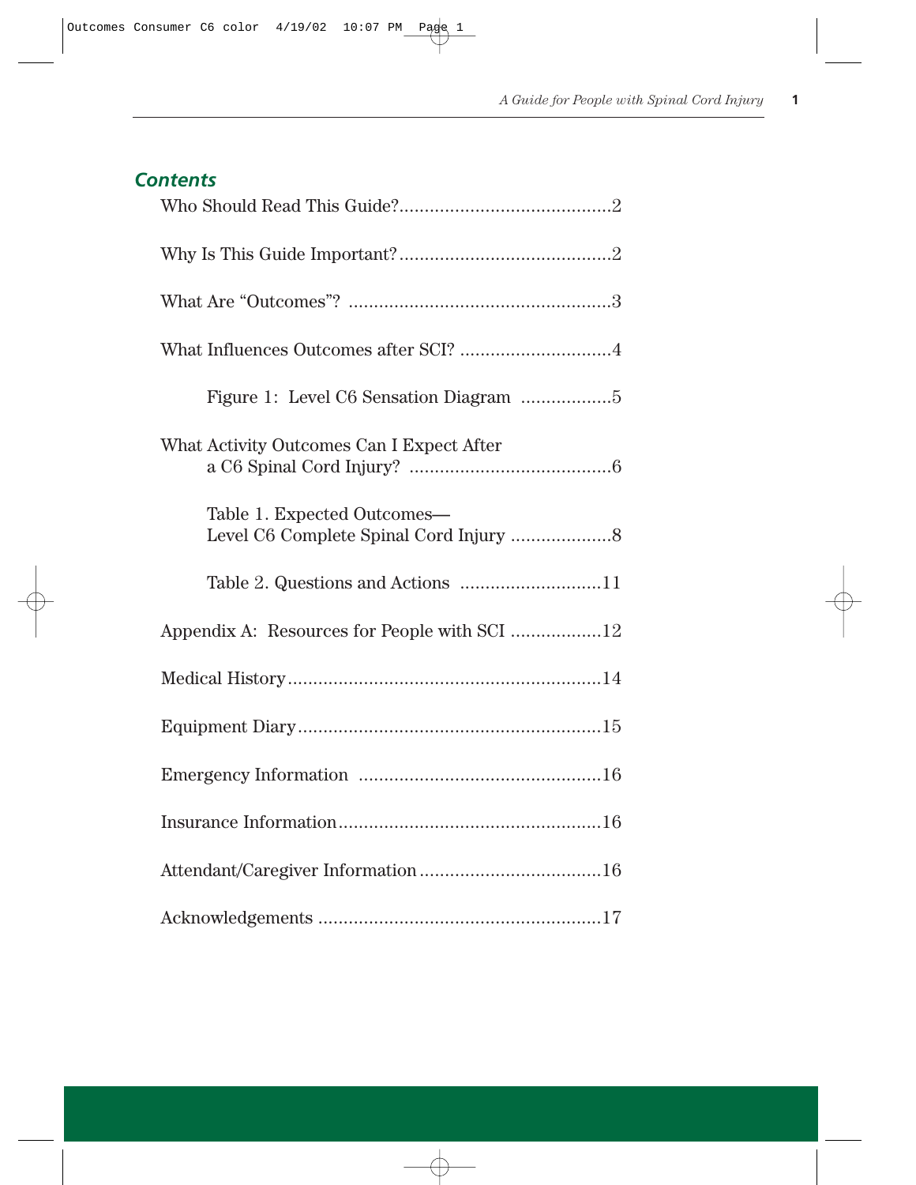## *Contents*

Who Should Read This Guide?..........................................2

Why Is This Guide Important?..........................................2

What Are "Outcomes"? ....................................................3

What Influences Outcomes after SCI? ..............................4

  Figure 1: Level C6 Sensation Diagram ..................5

What Activity Outcomes Can I Expect After a C6 Spinal Cord Injury? ........................................6

  Table 1. Expected Outcomes— Level C6 Complete Spinal Cord Injury ....................8

  Table 2. Questions and Actions ............................11

Appendix A: Resources for People with SCI ..................12

Medical History.............................................................14

Equipment Diary...........................................................15

Emergency Information ................................................16

Insurance Information...................................................16

Attendant/Caregiver Information...................................16

Acknowledgements .......................................................17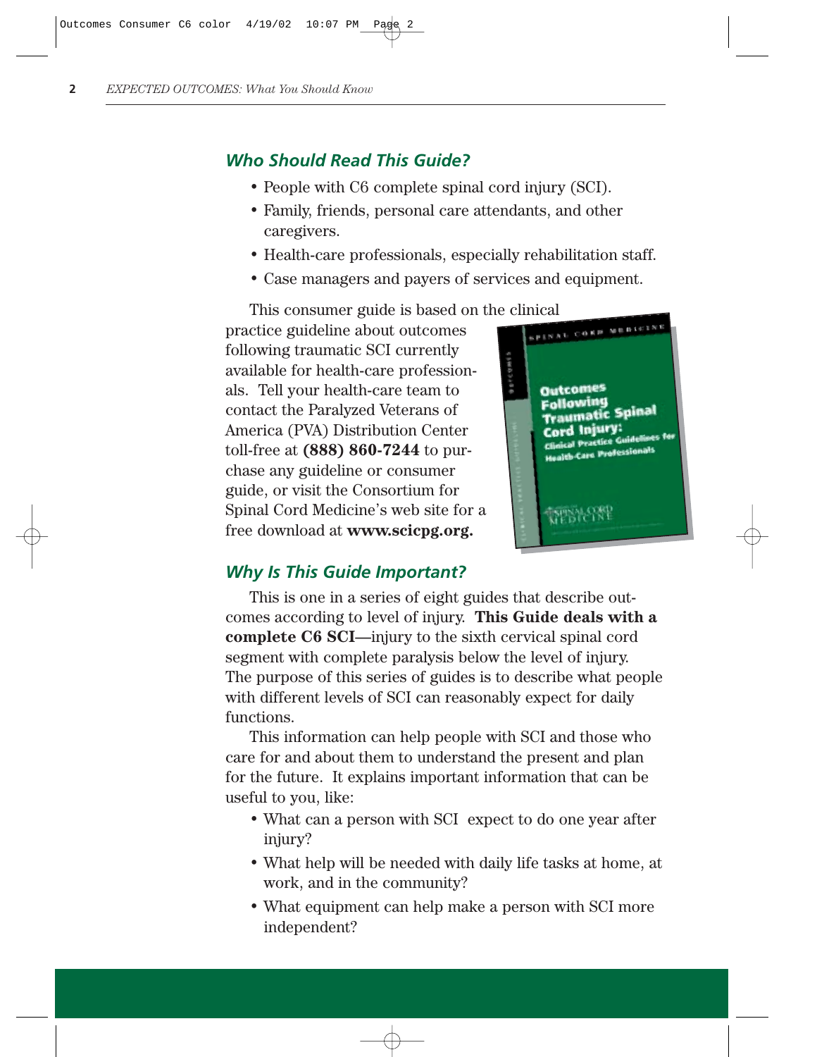## *Who Should Read This Guide?*

- People with C6 complete spinal cord injury (SCI).
- Family, friends, personal care attendants, and other caregivers.
- Health-care professionals, especially rehabilitation staff.
- Case managers and payers of services and equipment.

This consumer guide is based on the clinical practice guideline about outcomes following traumatic SCI currently available for health-care professionals. Tell your health-care team to contact the Paralyzed Veterans of America (PVA) Distribution Center toll-free at **(888) 860-7244** to purchase any guideline or consumer guide, or visit the Consortium for Spinal Cord Medicine's web site for a free download at **www.scicpg.org.**

## *Why Is This Guide Important?*

This is one in a series of eight guides that describe outcomes according to level of injury. **This Guide deals with a complete C6 SCI**—injury to the sixth cervical spinal cord segment with complete paralysis below the level of injury. The purpose of this series of guides is to describe what people with different levels of SCI can reasonably expect for daily functions.

This information can help people with SCI and those who care for and about them to understand the present and plan for the future. It explains important information that can be useful to you, like:

- What can a person with SCI expect to do one year after injury?
- What help will be needed with daily life tasks at home, at work, and in the community?
- What equipment can help make a person with SCI more independent?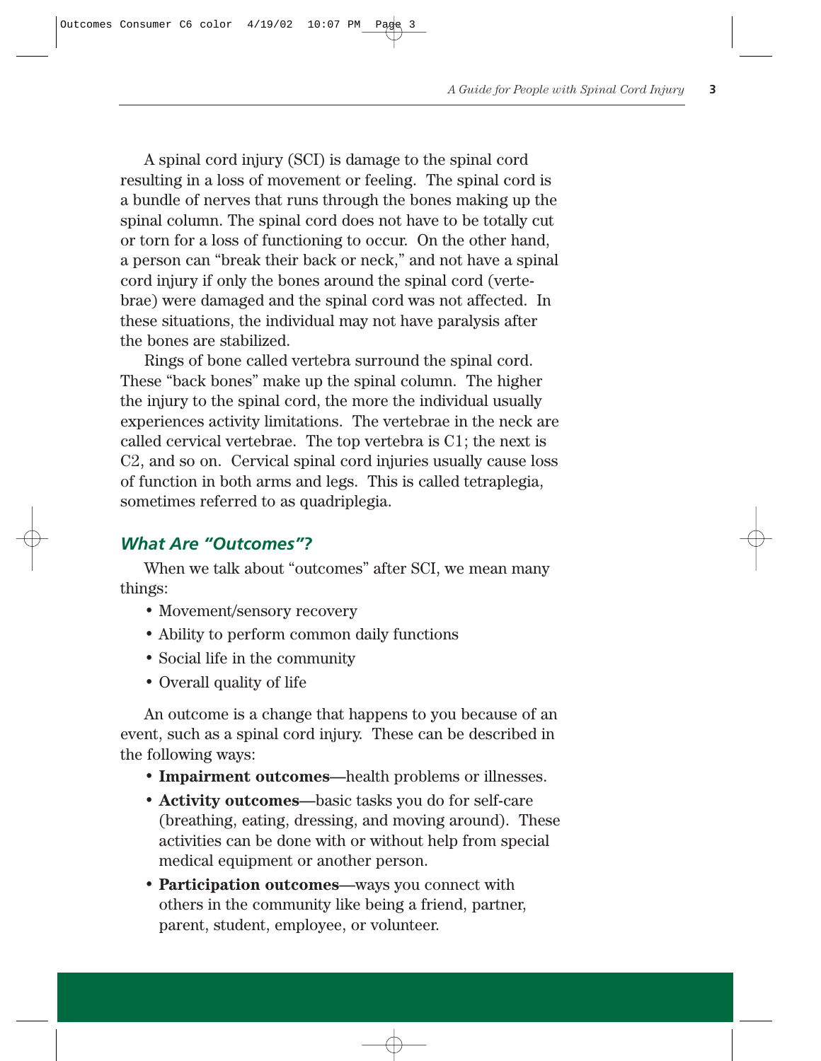A spinal cord injury (SCI) is damage to the spinal cord resulting in a loss of movement or feeling. The spinal cord is a bundle of nerves that runs through the bones making up the spinal column. The spinal cord does not have to be totally cut or torn for a loss of functioning to occur. On the other hand, a person can "break their back or neck," and not have a spinal cord injury if only the bones around the spinal cord (vertebrae) were damaged and the spinal cord was not affected. In these situations, the individual may not have paralysis after the bones are stabilized.

Rings of bone called vertebra surround the spinal cord. These "back bones" make up the spinal column. The higher the injury to the spinal cord, the more the individual usually experiences activity limitations. The vertebrae in the neck are called cervical vertebrae. The top vertebra is C1; the next is C2, and so on. Cervical spinal cord injuries usually cause loss of function in both arms and legs. This is called tetraplegia, sometimes referred to as quadriplegia.

## *What Are "Outcomes"?*

When we talk about "outcomes" after SCI, we mean many things:

- Movement/sensory recovery
- Ability to perform common daily functions
- Social life in the community
- Overall quality of life

An outcome is a change that happens to you because of an event, such as a spinal cord injury. These can be described in the following ways:

- **Impairment outcomes**—health problems or illnesses.
- **Activity outcomes**—basic tasks you do for self-care (breathing, eating, dressing, and moving around). These activities can be done with or without help from special medical equipment or another person.
- **Participation outcomes**—ways you connect with others in the community like being a friend, partner, parent, student, employee, or volunteer.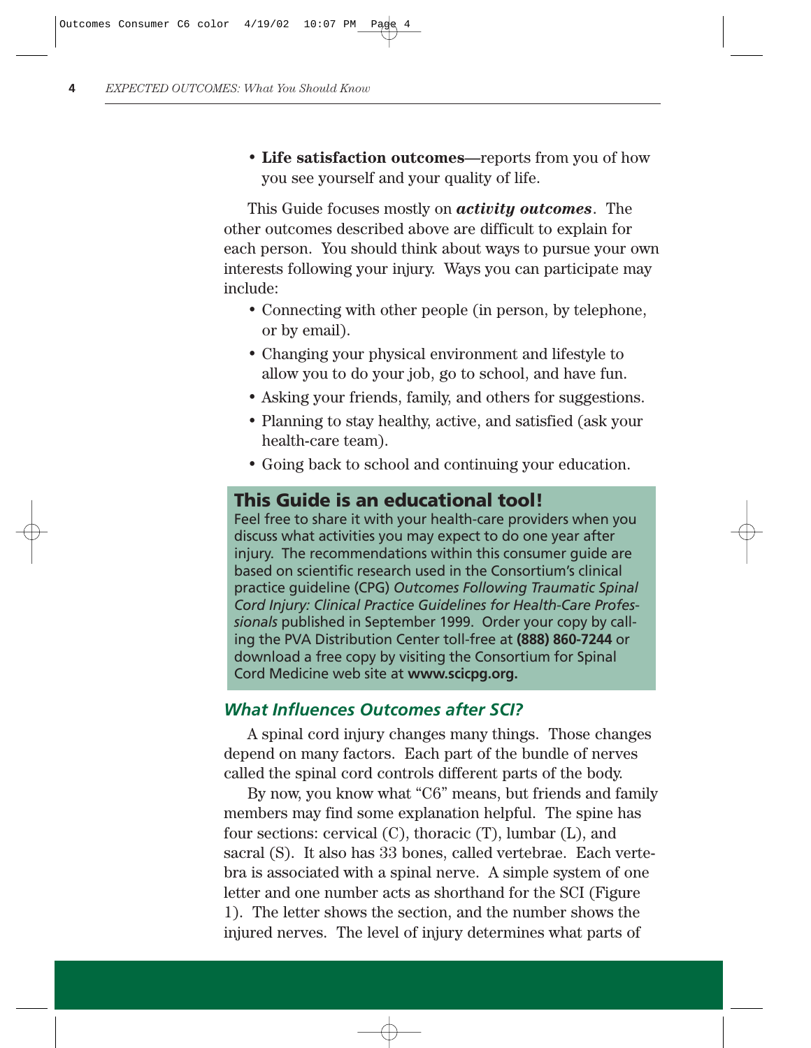- **Life satisfaction outcomes**—reports from you of how you see yourself and your quality of life.

This Guide focuses mostly on ***activity outcomes***. The other outcomes described above are difficult to explain for each person. You should think about ways to pursue your own interests following your injury. Ways you can participate may include:

- Connecting with other people (in person, by telephone, or by email).
- Changing your physical environment and lifestyle to allow you to do your job, go to school, and have fun.
- Asking your friends, family, and others for suggestions.
- Planning to stay healthy, active, and satisfied (ask your health-care team).
- Going back to school and continuing your education.

**This Guide is an educational tool!**

Feel free to share it with your health-care providers when you discuss what activities you may expect to do one year after injury. The recommendations within this consumer guide are based on scientific research used in the Consortium's clinical practice guideline (CPG) *Outcomes Following Traumatic Spinal Cord Injury: Clinical Practice Guidelines for Health-Care Professionals* published in September 1999. Order your copy by calling the PVA Distribution Center toll-free at **(888) 860-7244** or download a free copy by visiting the Consortium for Spinal Cord Medicine web site at **www.scicpg.org.**

## *What Influences Outcomes after SCI?*

A spinal cord injury changes many things. Those changes depend on many factors. Each part of the bundle of nerves called the spinal cord controls different parts of the body.

By now, you know what "C6" means, but friends and family members may find some explanation helpful. The spine has four sections: cervical (C), thoracic (T), lumbar (L), and sacral (S). It also has 33 bones, called vertebrae. Each vertebra is associated with a spinal nerve. A simple system of one letter and one number acts as shorthand for the SCI (Figure 1). The letter shows the section, and the number shows the injured nerves. The level of injury determines what parts of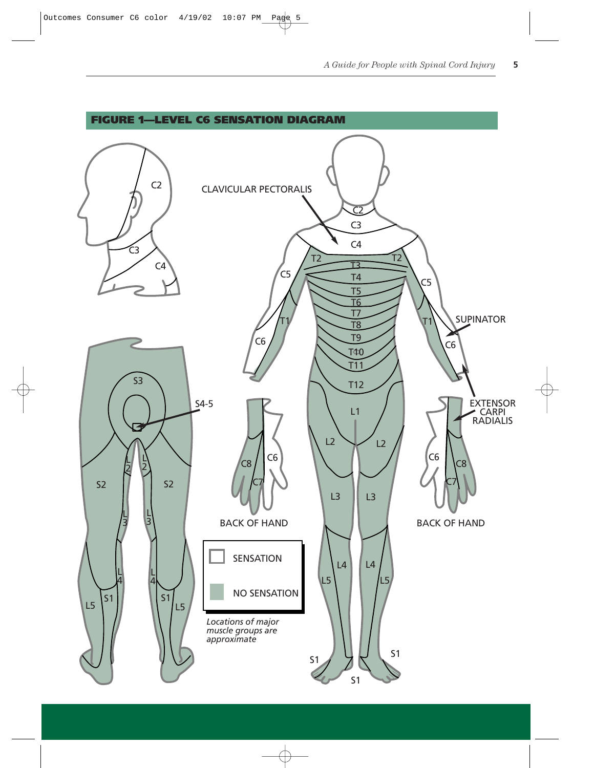## FIGURE 1—LEVEL C6 SENSATION DIAGRAM

CLAVICULAR PECTORALIS

SUPINATOR

EXTENSOR CARPI RADIALIS

BACK OF HAND

BACK OF HAND

SENSATION

NO SENSATION

*Locations of major muscle groups are approximate*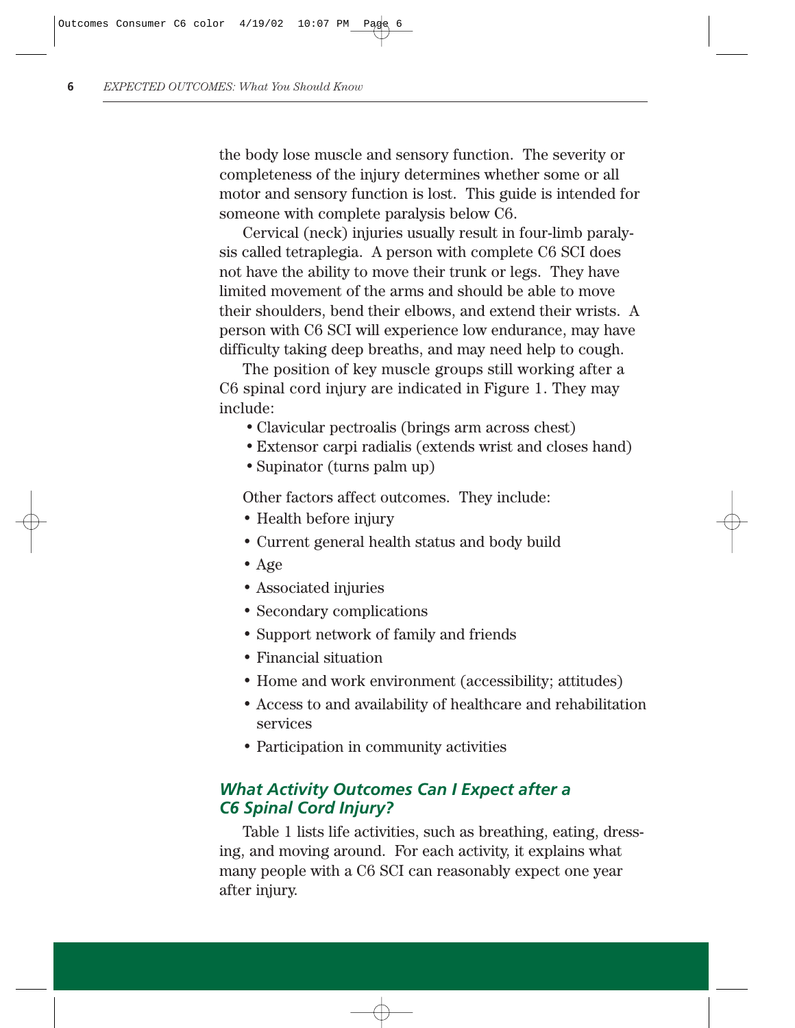the body lose muscle and sensory function. The severity or completeness of the injury determines whether some or all motor and sensory function is lost. This guide is intended for someone with complete paralysis below C6.

Cervical (neck) injuries usually result in four-limb paralysis called tetraplegia. A person with complete C6 SCI does not have the ability to move their trunk or legs. They have limited movement of the arms and should be able to move their shoulders, bend their elbows, and extend their wrists. A person with C6 SCI will experience low endurance, may have difficulty taking deep breaths, and may need help to cough.

The position of key muscle groups still working after a C6 spinal cord injury are indicated in Figure 1. They may include:

- Clavicular pectroalis (brings arm across chest)
- Extensor carpi radialis (extends wrist and closes hand)
- Supinator (turns palm up)

Other factors affect outcomes. They include:

- Health before injury
- Current general health status and body build
- Age
- Associated injuries
- Secondary complications
- Support network of family and friends
- Financial situation
- Home and work environment (accessibility; attitudes)
- Access to and availability of healthcare and rehabilitation services
- Participation in community activities

## *What Activity Outcomes Can I Expect after a C6 Spinal Cord Injury?*

Table 1 lists life activities, such as breathing, eating, dressing, and moving around. For each activity, it explains what many people with a C6 SCI can reasonably expect one year after injury.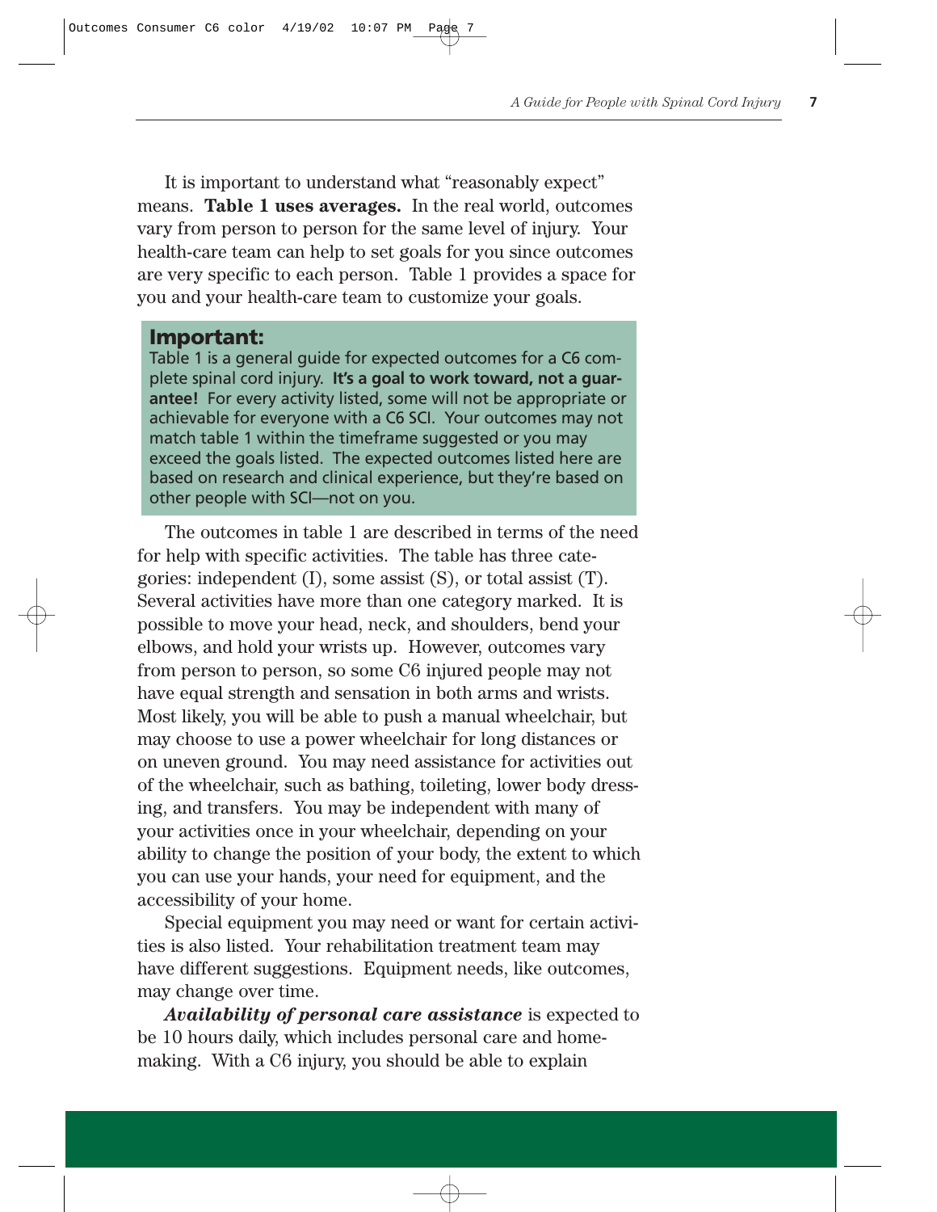It is important to understand what "reasonably expect" means. **Table 1 uses averages.** In the real world, outcomes vary from person to person for the same level of injury. Your health-care team can help to set goals for you since outcomes are very specific to each person. Table 1 provides a space for you and your health-care team to customize your goals.

> **Important:**
> Table 1 is a general guide for expected outcomes for a C6 complete spinal cord injury. **It's a goal to work toward, not a guarantee!** For every activity listed, some will not be appropriate or achievable for everyone with a C6 SCI. Your outcomes may not match table 1 within the timeframe suggested or you may exceed the goals listed. The expected outcomes listed here are based on research and clinical experience, but they're based on other people with SCI—not on you.

The outcomes in table 1 are described in terms of the need for help with specific activities. The table has three categories: independent (I), some assist (S), or total assist (T). Several activities have more than one category marked. It is possible to move your head, neck, and shoulders, bend your elbows, and hold your wrists up. However, outcomes vary from person to person, so some C6 injured people may not have equal strength and sensation in both arms and wrists. Most likely, you will be able to push a manual wheelchair, but may choose to use a power wheelchair for long distances or on uneven ground. You may need assistance for activities out of the wheelchair, such as bathing, toileting, lower body dressing, and transfers. You may be independent with many of your activities once in your wheelchair, depending on your ability to change the position of your body, the extent to which you can use your hands, your need for equipment, and the accessibility of your home.

Special equipment you may need or want for certain activities is also listed. Your rehabilitation treatment team may have different suggestions. Equipment needs, like outcomes, may change over time.

***Availability of personal care assistance*** is expected to be 10 hours daily, which includes personal care and homemaking. With a C6 injury, you should be able to explain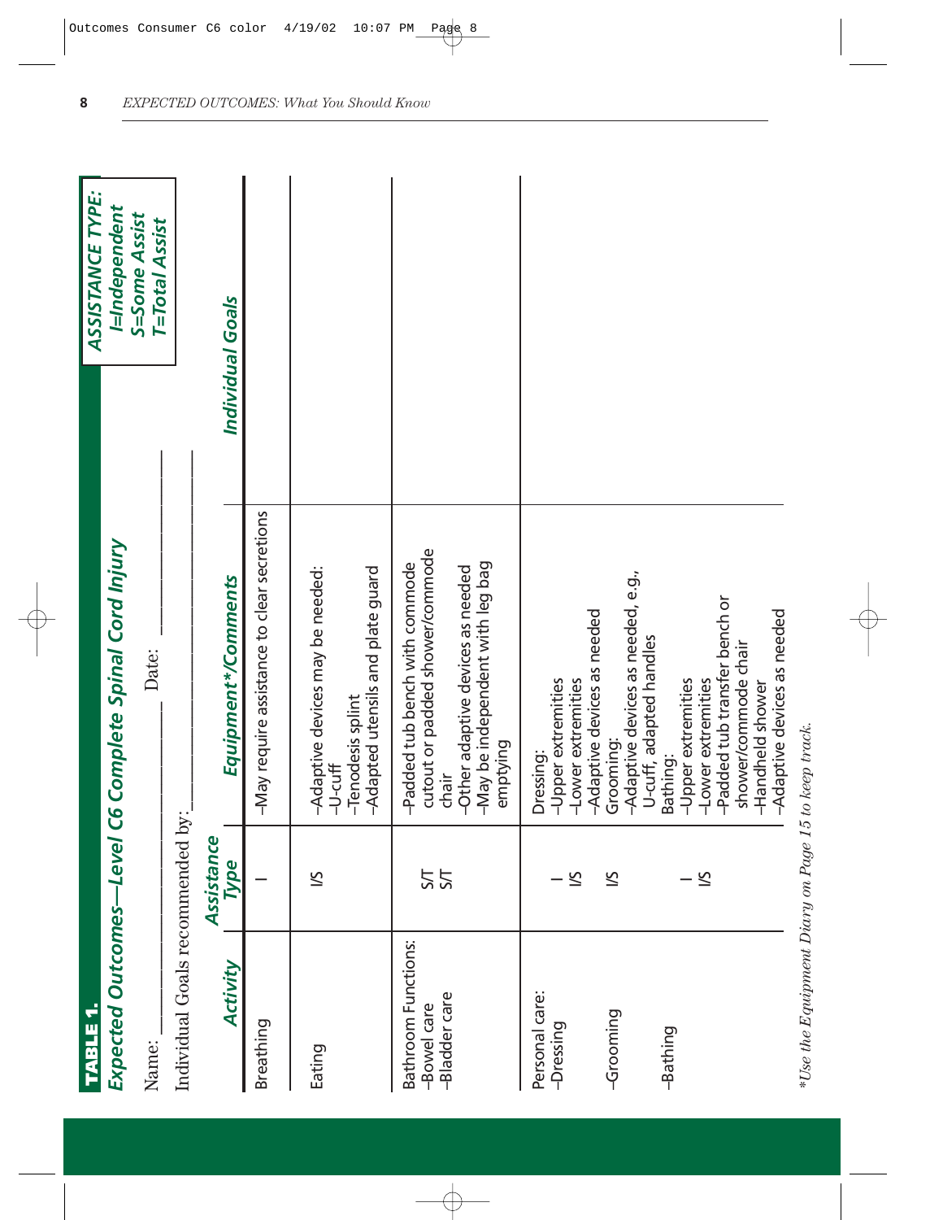**TABLE 1.**

## Expected Outcomes—Level C6 Complete Spinal Cord Injury

Name: ______________________ Date: ______________

Individual Goals recommended by: ______________________

**ASSISTANCE TYPE:**
**I=Independent**
**S=Some Assist**
**T=Total Assist**

| Activity | Assistance Type | Equipment*/Comments | Individual Goals |
|---|---|---|---|
| Breathing | I | –May require assistance to clear secretions | |
| Eating | I/S | –Adaptive devices may be needed:<br>–U-cuff<br>–Tenodesis splint<br>–Adapted utensils and plate guard | |
| Bathroom Functions:<br>–Bowel care<br>–Bladder care | <br>S/T<br>S/T | –Padded tub bench with commode cutout or padded shower/commode chair<br>–Other adaptive devices as needed<br>–May be independent with leg bag emptying | |
| Personal care:<br>–Dressing<br><br><br>–Grooming<br><br>–Bathing | <br>I<br>I/S<br><br>I/S<br><br>I<br>I/S | Dressing:<br>–Upper extremities<br>–Lower extremities<br>–Adaptive devices as needed<br>Grooming:<br>–Adaptive devices as needed, e.g., U-cuff, adapted handles<br>Bathing:<br>–Upper extremities<br>–Lower extremities<br>–Padded tub transfer bench or shower/commode chair<br>–Handheld shower<br>–Adaptive devices as needed | |

*Use the Equipment Diary on Page 15 to keep track.*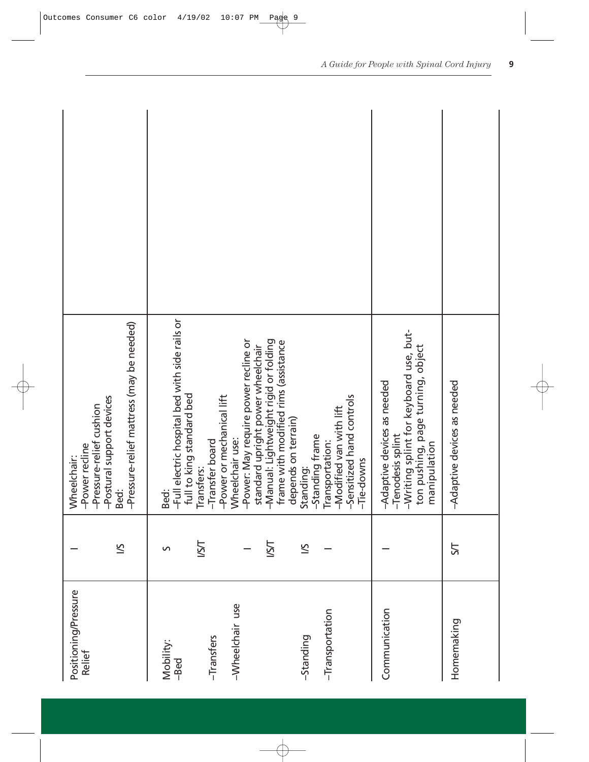| | | | |
|---|---|---|---|
| Positioning/Pressure Relief | I<br><br><br><br>I/S | Wheelchair:<br>–Power recline<br>–Pressure-relief cushion<br>–Postural support devices<br>Bed:<br>–Pressure-relief mattress (may be needed) | |
| Mobility:<br>–Bed<br><br><br>–Transfers<br><br><br>–Wheelchair use<br><br><br><br><br><br>–Standing<br><br>–Transportation | S<br><br><br>I/S/T<br><br><br>I<br><br>I/S/T<br><br><br>I/S<br><br>I | Bed:<br>–Full electric hospital bed with side rails or full to king standard bed<br>Transfers:<br>–Transfer board<br>–Power or mechanical lift<br>Wheelchair use:<br>–Power: May require power recline or standard upright power wheelchair<br>–Manual: Lightweight rigid or folding frame with modified rims (assistance depends on terrain)<br>Standing:<br>–Standing frame<br>Transportation:<br>–Modified van with lift<br>–Sensitized hand controls<br>–Tie-downs | |
| Communication | I | –Adaptive devices as needed<br>–Tenodesis splint<br>–Writing splint for keyboard use, button pushing, page turning, object manipulation | |
| Homemaking | S/T | –Adaptive devices as needed | |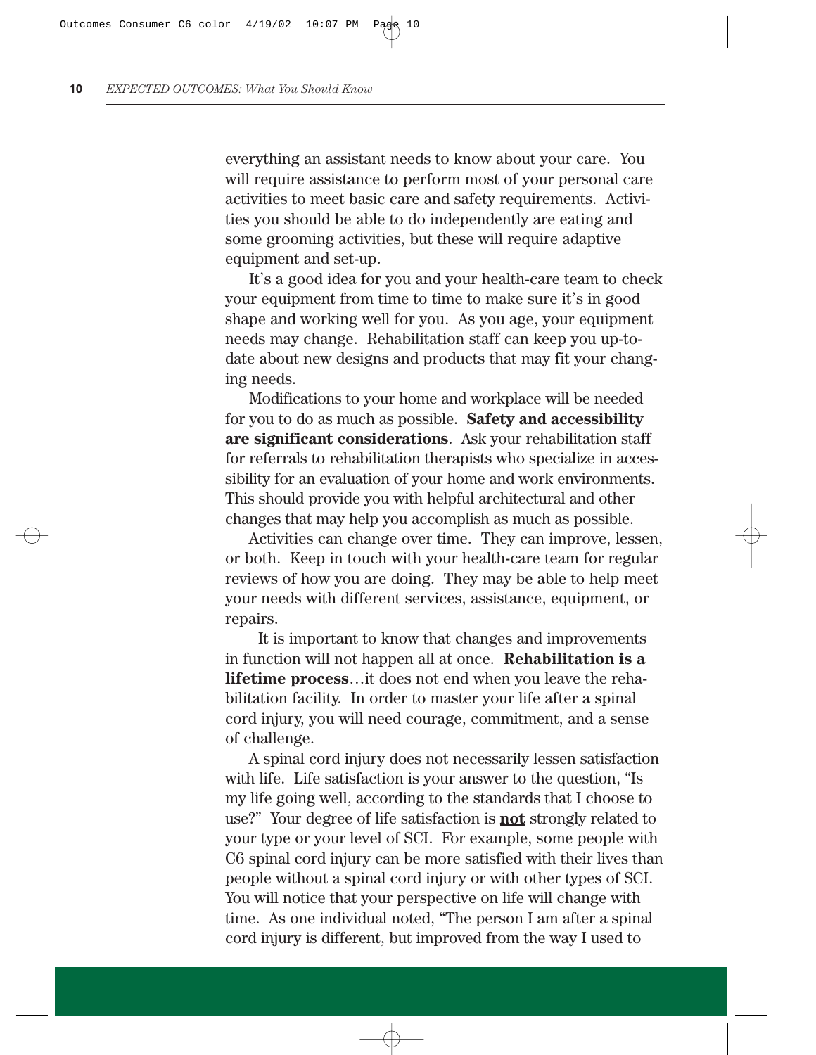everything an assistant needs to know about your care. You will require assistance to perform most of your personal care activities to meet basic care and safety requirements. Activities you should be able to do independently are eating and some grooming activities, but these will require adaptive equipment and set-up.

It's a good idea for you and your health-care team to check your equipment from time to time to make sure it's in good shape and working well for you. As you age, your equipment needs may change. Rehabilitation staff can keep you up-to-date about new designs and products that may fit your changing needs.

Modifications to your home and workplace will be needed for you to do as much as possible. **Safety and accessibility are significant considerations**. Ask your rehabilitation staff for referrals to rehabilitation therapists who specialize in accessibility for an evaluation of your home and work environments. This should provide you with helpful architectural and other changes that may help you accomplish as much as possible.

Activities can change over time. They can improve, lessen, or both. Keep in touch with your health-care team for regular reviews of how you are doing. They may be able to help meet your needs with different services, assistance, equipment, or repairs.

It is important to know that changes and improvements in function will not happen all at once. **Rehabilitation is a lifetime process**…it does not end when you leave the rehabilitation facility. In order to master your life after a spinal cord injury, you will need courage, commitment, and a sense of challenge.

A spinal cord injury does not necessarily lessen satisfaction with life. Life satisfaction is your answer to the question, "Is my life going well, according to the standards that I choose to use?" Your degree of life satisfaction is **<u>not</u>** strongly related to your type or your level of SCI. For example, some people with C6 spinal cord injury can be more satisfied with their lives than people without a spinal cord injury or with other types of SCI. You will notice that your perspective on life will change with time. As one individual noted, "The person I am after a spinal cord injury is different, but improved from the way I used to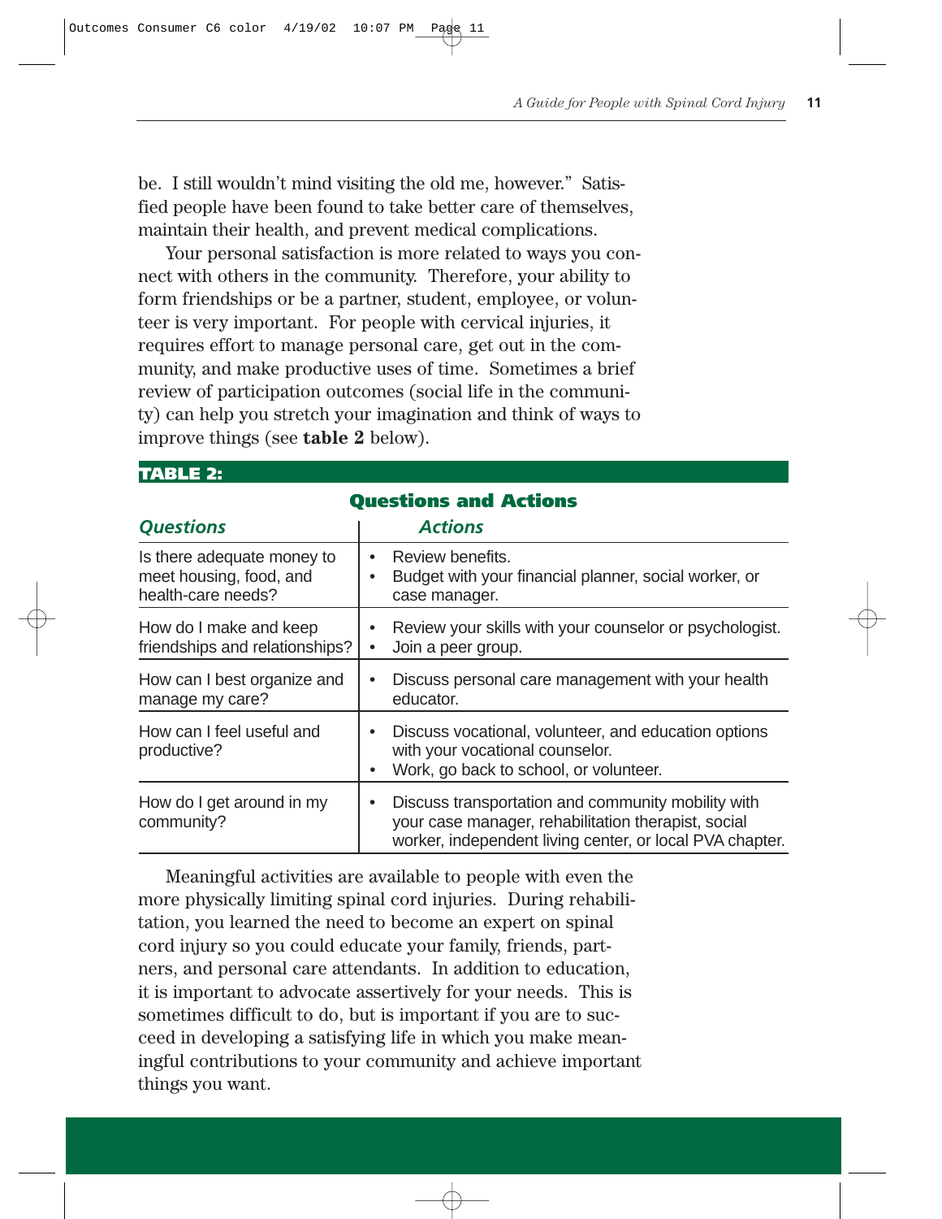be. I still wouldn't mind visiting the old me, however." Satisfied people have been found to take better care of themselves, maintain their health, and prevent medical complications.

Your personal satisfaction is more related to ways you connect with others in the community. Therefore, your ability to form friendships or be a partner, student, employee, or volunteer is very important. For people with cervical injuries, it requires effort to manage personal care, get out in the community, and make productive uses of time. Sometimes a brief review of participation outcomes (social life in the community) can help you stretch your imagination and think of ways to improve things (see **table 2** below).

**TABLE 2:**

**Questions and Actions**

| *Questions* | *Actions* |
|---|---|
| Is there adequate money to meet housing, food, and health-care needs? | • Review benefits.<br>• Budget with your financial planner, social worker, or case manager. |
| How do I make and keep friendships and relationships? | • Review your skills with your counselor or psychologist.<br>• Join a peer group. |
| How can I best organize and manage my care? | • Discuss personal care management with your health educator. |
| How can I feel useful and productive? | • Discuss vocational, volunteer, and education options with your vocational counselor.<br>• Work, go back to school, or volunteer. |
| How do I get around in my community? | • Discuss transportation and community mobility with your case manager, rehabilitation therapist, social worker, independent living center, or local PVA chapter. |

Meaningful activities are available to people with even the more physically limiting spinal cord injuries. During rehabilitation, you learned the need to become an expert on spinal cord injury so you could educate your family, friends, partners, and personal care attendants. In addition to education, it is important to advocate assertively for your needs. This is sometimes difficult to do, but is important if you are to succeed in developing a satisfying life in which you make meaningful contributions to your community and achieve important things you want.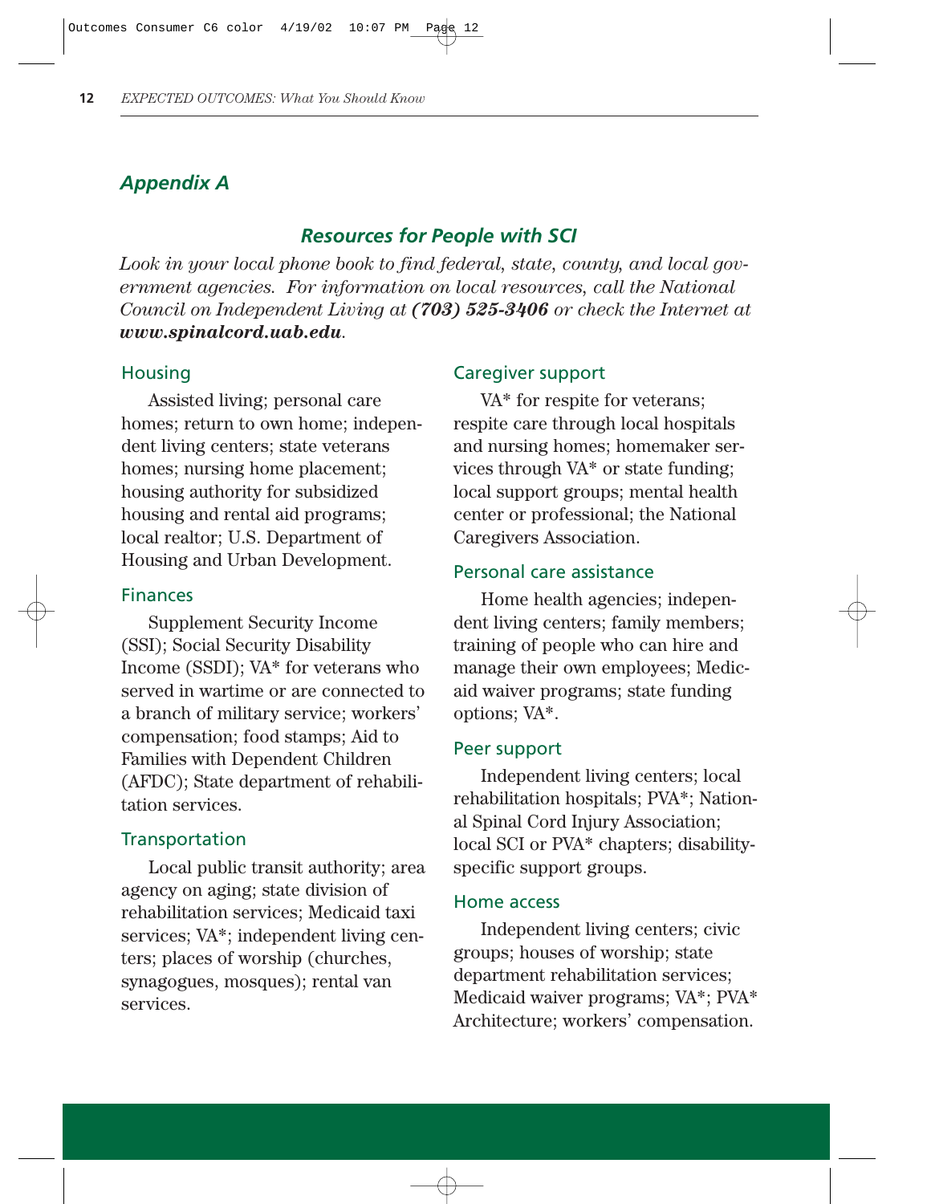## Appendix A

### Resources for People with SCI

*Look in your local phone book to find federal, state, county, and local government agencies. For information on local resources, call the National Council on Independent Living at **(703) 525-3406** or check the Internet at **www.spinalcord.uab.edu**.*

#### Housing

Assisted living; personal care homes; return to own home; independent living centers; state veterans homes; nursing home placement; housing authority for subsidized housing and rental aid programs; local realtor; U.S. Department of Housing and Urban Development.

#### Finances

Supplement Security Income (SSI); Social Security Disability Income (SSDI); VA* for veterans who served in wartime or are connected to a branch of military service; workers' compensation; food stamps; Aid to Families with Dependent Children (AFDC); State department of rehabilitation services.

#### Transportation

Local public transit authority; area agency on aging; state division of rehabilitation services; Medicaid taxi services; VA*; independent living centers; places of worship (churches, synagogues, mosques); rental van services.

#### Caregiver support

VA* for respite for veterans; respite care through local hospitals and nursing homes; homemaker services through VA* or state funding; local support groups; mental health center or professional; the National Caregivers Association.

#### Personal care assistance

Home health agencies; independent living centers; family members; training of people who can hire and manage their own employees; Medicaid waiver programs; state funding options; VA*.

#### Peer support

Independent living centers; local rehabilitation hospitals; PVA*; National Spinal Cord Injury Association; local SCI or PVA* chapters; disability-specific support groups.

#### Home access

Independent living centers; civic groups; houses of worship; state department rehabilitation services; Medicaid waiver programs; VA*; PVA* Architecture; workers' compensation.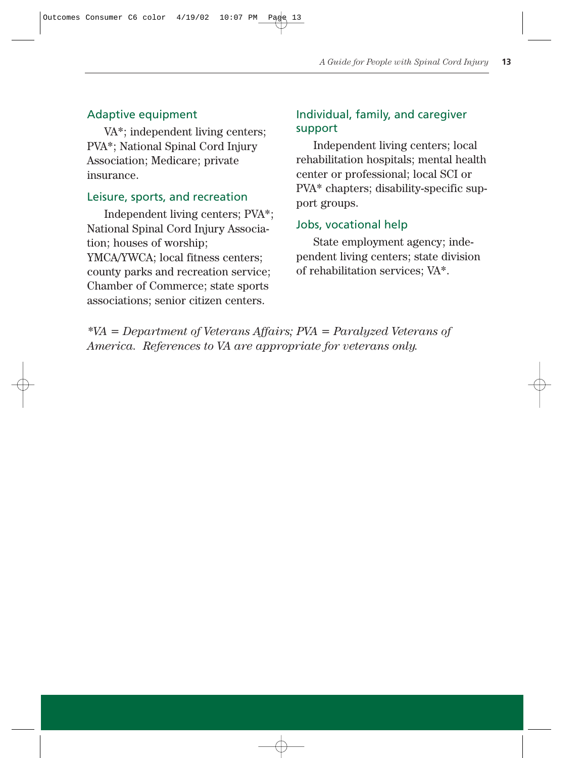### Adaptive equipment

VA*; independent living centers; PVA*; National Spinal Cord Injury Association; Medicare; private insurance.

### Leisure, sports, and recreation

Independent living centers; PVA*; National Spinal Cord Injury Association; houses of worship; YMCA/YWCA; local fitness centers; county parks and recreation service; Chamber of Commerce; state sports associations; senior citizen centers.

### Individual, family, and caregiver support

Independent living centers; local rehabilitation hospitals; mental health center or professional; local SCI or PVA* chapters; disability-specific support groups.

### Jobs, vocational help

State employment agency; independent living centers; state division of rehabilitation services; VA*.

**

*\*VA = Department of Veterans Affairs; PVA = Paralyzed Veterans of America. References to VA are appropriate for veterans only.*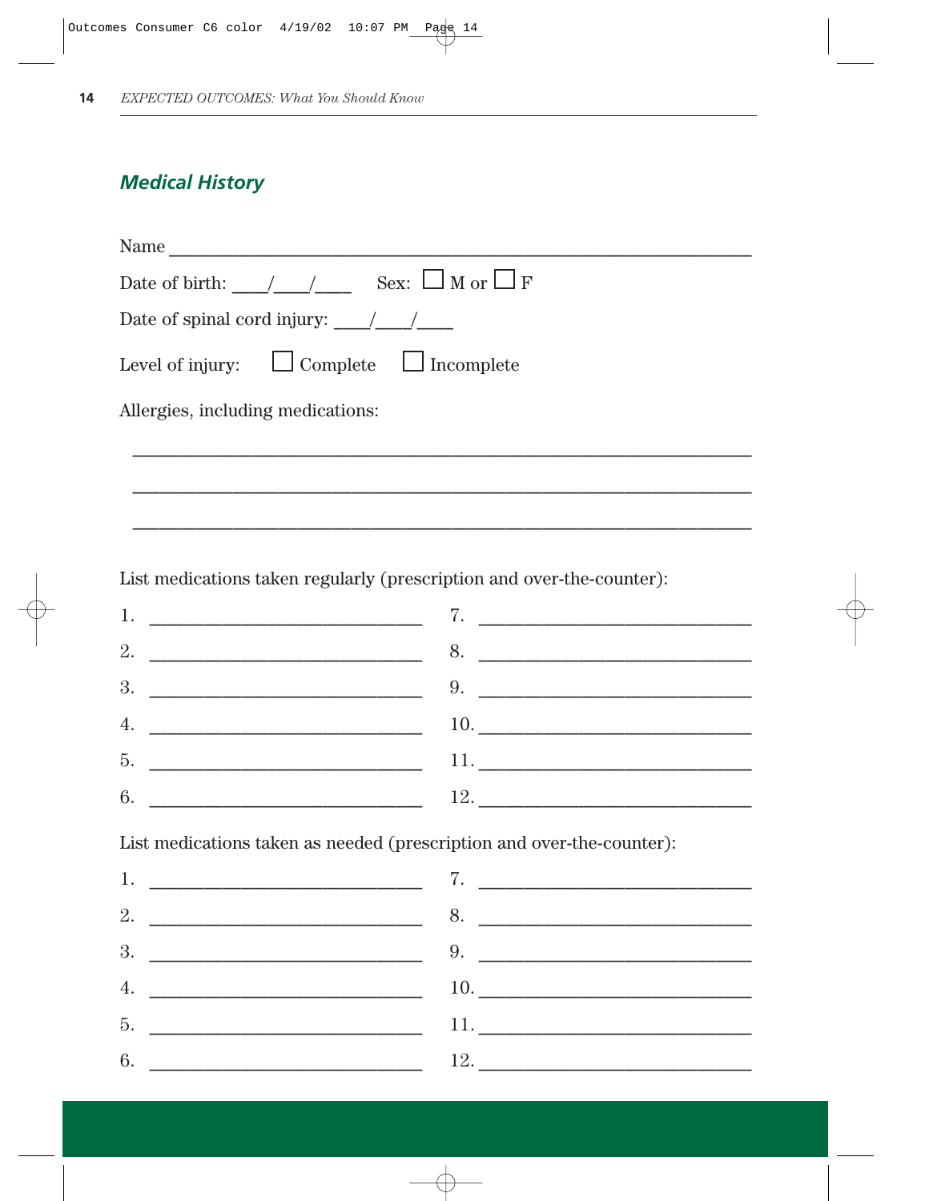## *Medical History*

Name \_\_\_\_\_\_\_\_\_\_\_\_\_\_\_\_\_\_\_\_\_\_\_\_\_\_\_\_\_\_\_\_\_\_\_\_\_\_\_\_\_\_\_\_\_\_\_\_\_\_\_\_

Date of birth: \_\_\_\_/\_\_\_\_/\_\_\_\_ Sex: ☐ M or ☐ F

Date of spinal cord injury: \_\_\_\_/\_\_\_\_/\_\_\_\_

Level of injury: ☐ Complete ☐ Incomplete

Allergies, including medications:

\_\_\_\_\_\_\_\_\_\_\_\_\_\_\_\_\_\_\_\_\_\_\_\_\_\_\_\_\_\_\_\_\_\_\_\_\_\_\_\_\_\_\_\_\_\_\_\_\_\_\_\_\_\_\_\_

\_\_\_\_\_\_\_\_\_\_\_\_\_\_\_\_\_\_\_\_\_\_\_\_\_\_\_\_\_\_\_\_\_\_\_\_\_\_\_\_\_\_\_\_\_\_\_\_\_\_\_\_\_\_\_\_

\_\_\_\_\_\_\_\_\_\_\_\_\_\_\_\_\_\_\_\_\_\_\_\_\_\_\_\_\_\_\_\_\_\_\_\_\_\_\_\_\_\_\_\_\_\_\_\_\_\_\_\_\_\_\_\_

List medications taken regularly (prescription and over-the-counter):

| | |
|---|---|
| 1. \_\_\_\_\_\_\_\_\_\_\_\_\_\_\_\_\_\_\_\_ | 7. \_\_\_\_\_\_\_\_\_\_\_\_\_\_\_\_\_\_\_\_ |
| 2. \_\_\_\_\_\_\_\_\_\_\_\_\_\_\_\_\_\_\_\_ | 8. \_\_\_\_\_\_\_\_\_\_\_\_\_\_\_\_\_\_\_\_ |
| 3. \_\_\_\_\_\_\_\_\_\_\_\_\_\_\_\_\_\_\_\_ | 9. \_\_\_\_\_\_\_\_\_\_\_\_\_\_\_\_\_\_\_\_ |
| 4. \_\_\_\_\_\_\_\_\_\_\_\_\_\_\_\_\_\_\_\_ | 10. \_\_\_\_\_\_\_\_\_\_\_\_\_\_\_\_\_\_\_\_ |
| 5. \_\_\_\_\_\_\_\_\_\_\_\_\_\_\_\_\_\_\_\_ | 11. \_\_\_\_\_\_\_\_\_\_\_\_\_\_\_\_\_\_\_\_ |
| 6. \_\_\_\_\_\_\_\_\_\_\_\_\_\_\_\_\_\_\_\_ | 12. \_\_\_\_\_\_\_\_\_\_\_\_\_\_\_\_\_\_\_\_ |

List medications taken as needed (prescription and over-the-counter):

| | |
|---|---|
| 1. \_\_\_\_\_\_\_\_\_\_\_\_\_\_\_\_\_\_\_\_ | 7. \_\_\_\_\_\_\_\_\_\_\_\_\_\_\_\_\_\_\_\_ |
| 2. \_\_\_\_\_\_\_\_\_\_\_\_\_\_\_\_\_\_\_\_ | 8. \_\_\_\_\_\_\_\_\_\_\_\_\_\_\_\_\_\_\_\_ |
| 3. \_\_\_\_\_\_\_\_\_\_\_\_\_\_\_\_\_\_\_\_ | 9. \_\_\_\_\_\_\_\_\_\_\_\_\_\_\_\_\_\_\_\_ |
| 4. \_\_\_\_\_\_\_\_\_\_\_\_\_\_\_\_\_\_\_\_ | 10. \_\_\_\_\_\_\_\_\_\_\_\_\_\_\_\_\_\_\_\_ |
| 5. \_\_\_\_\_\_\_\_\_\_\_\_\_\_\_\_\_\_\_\_ | 11. \_\_\_\_\_\_\_\_\_\_\_\_\_\_\_\_\_\_\_\_ |
| 6. \_\_\_\_\_\_\_\_\_\_\_\_\_\_\_\_\_\_\_\_ | 12. \_\_\_\_\_\_\_\_\_\_\_\_\_\_\_\_\_\_\_\_ |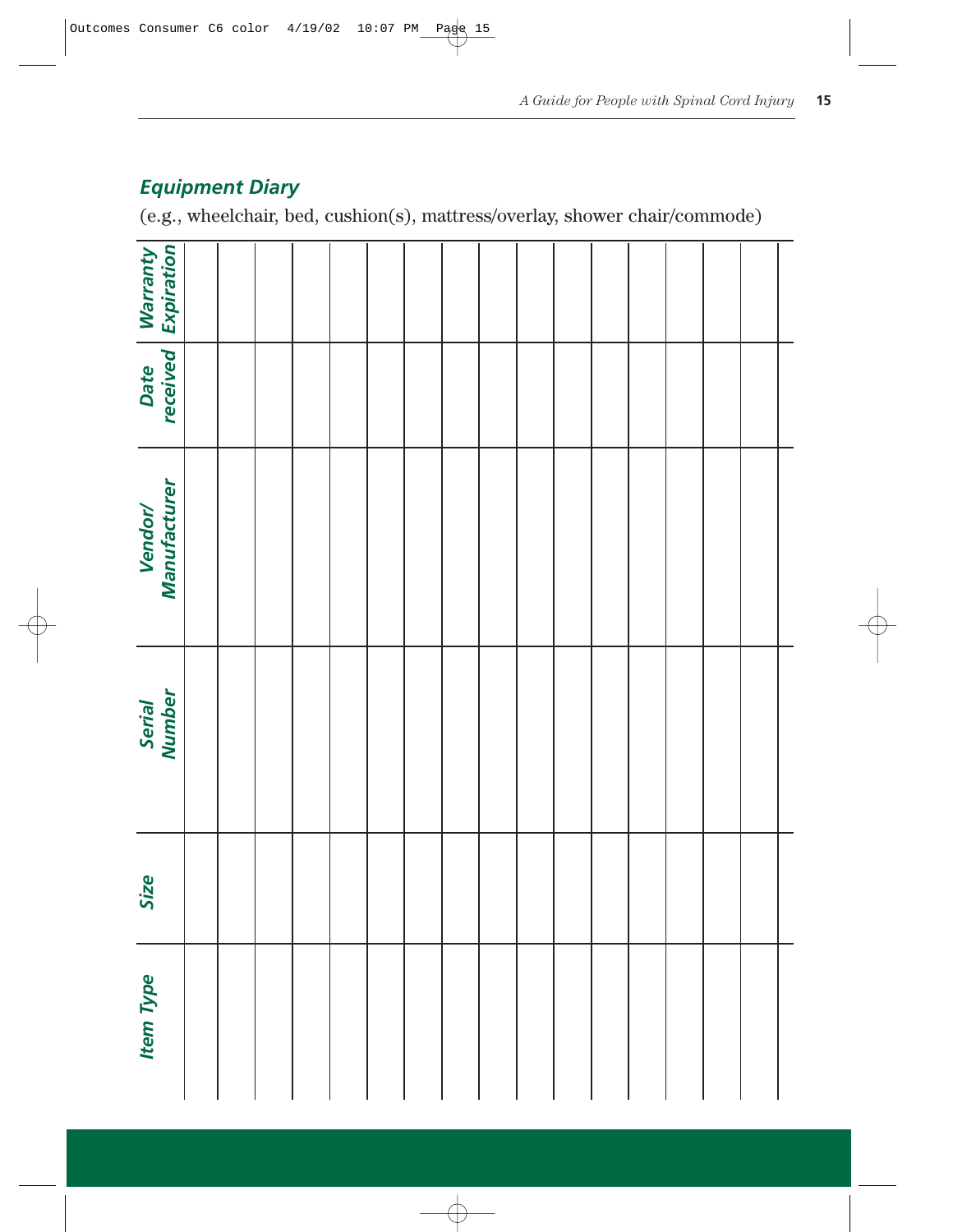## *Equipment Diary*

(e.g., wheelchair, bed, cushion(s), mattress/overlay, shower chair/commode)

| Item Type | Size | Serial Number | Vendor/ Manufacturer | Date received | Warranty Expiration |
|---|---|---|---|---|---|
| | | | | | |
| | | | | | |
| | | | | | |
| | | | | | |
| | | | | | |
| | | | | | |
| | | | | | |
| | | | | | |
| | | | | | |
| | | | | | |
| | | | | | |
| | | | | | |
| | | | | | |
| | | | | | |
| | | | | | |
| | | | | | |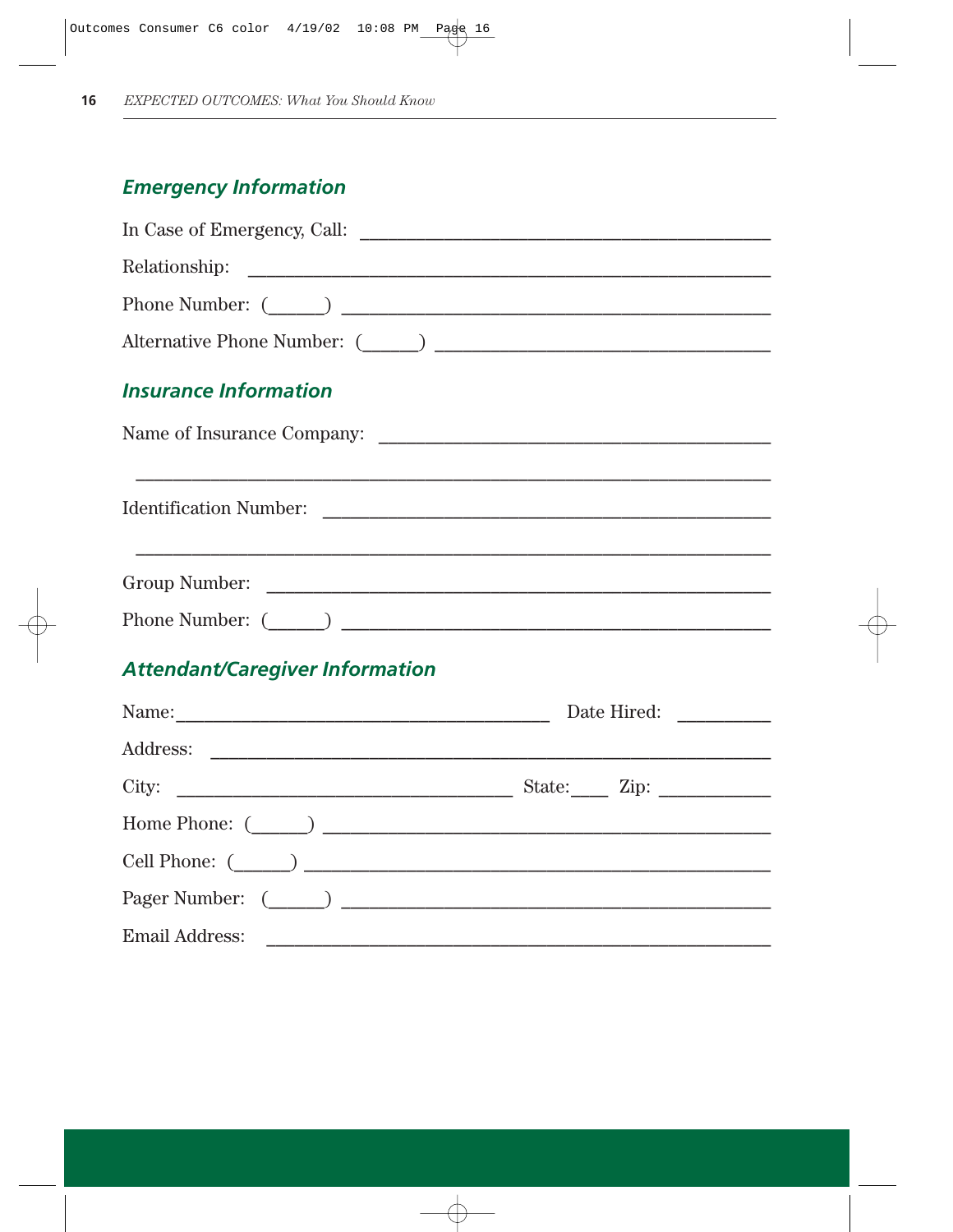## Emergency Information

In Case of Emergency, Call: ________________________________________

Relationship: ________________________________________

Phone Number: (______) ________________________________________

Alternative Phone Number: (______) ________________________________

## Insurance Information

Name of Insurance Company: ________________________________________

________________________________________________________________

Identification Number: ________________________________________

________________________________________________________________

Group Number: ________________________________________

Phone Number: (______) ________________________________________

## Attendant/Caregiver Information

Name:____________________________________ Date Hired: _________

Address: ________________________________________

City: ______________________________ State:____ Zip: __________

Home Phone: (______) ________________________________________

Cell Phone: (______) ________________________________________

Pager Number: (______) ________________________________________

Email Address: ________________________________________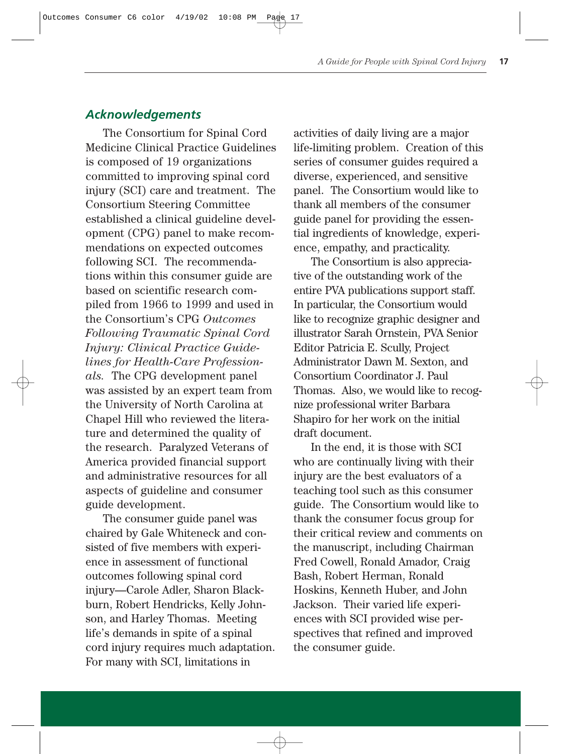## *Acknowledgements*

The Consortium for Spinal Cord Medicine Clinical Practice Guidelines is composed of 19 organizations committed to improving spinal cord injury (SCI) care and treatment. The Consortium Steering Committee established a clinical guideline development (CPG) panel to make recommendations on expected outcomes following SCI. The recommendations within this consumer guide are based on scientific research compiled from 1966 to 1999 and used in the Consortium's CPG *Outcomes Following Traumatic Spinal Cord Injury: Clinical Practice Guidelines for Health-Care Professionals.* The CPG development panel was assisted by an expert team from the University of North Carolina at Chapel Hill who reviewed the literature and determined the quality of the research. Paralyzed Veterans of America provided financial support and administrative resources for all aspects of guideline and consumer guide development.

The consumer guide panel was chaired by Gale Whiteneck and consisted of five members with experience in assessment of functional outcomes following spinal cord injury—Carole Adler, Sharon Blackburn, Robert Hendricks, Kelly Johnson, and Harley Thomas. Meeting life's demands in spite of a spinal cord injury requires much adaptation. For many with SCI, limitations in activities of daily living are a major life-limiting problem. Creation of this series of consumer guides required a diverse, experienced, and sensitive panel. The Consortium would like to thank all members of the consumer guide panel for providing the essential ingredients of knowledge, experience, empathy, and practicality.

The Consortium is also appreciative of the outstanding work of the entire PVA publications support staff. In particular, the Consortium would like to recognize graphic designer and illustrator Sarah Ornstein, PVA Senior Editor Patricia E. Scully, Project Administrator Dawn M. Sexton, and Consortium Coordinator J. Paul Thomas. Also, we would like to recognize professional writer Barbara Shapiro for her work on the initial draft document.

In the end, it is those with SCI who are continually living with their injury are the best evaluators of a teaching tool such as this consumer guide. The Consortium would like to thank the consumer focus group for their critical review and comments on the manuscript, including Chairman Fred Cowell, Ronald Amador, Craig Bash, Robert Herman, Ronald Hoskins, Kenneth Huber, and John Jackson. Their varied life experiences with SCI provided wise perspectives that refined and improved the consumer guide.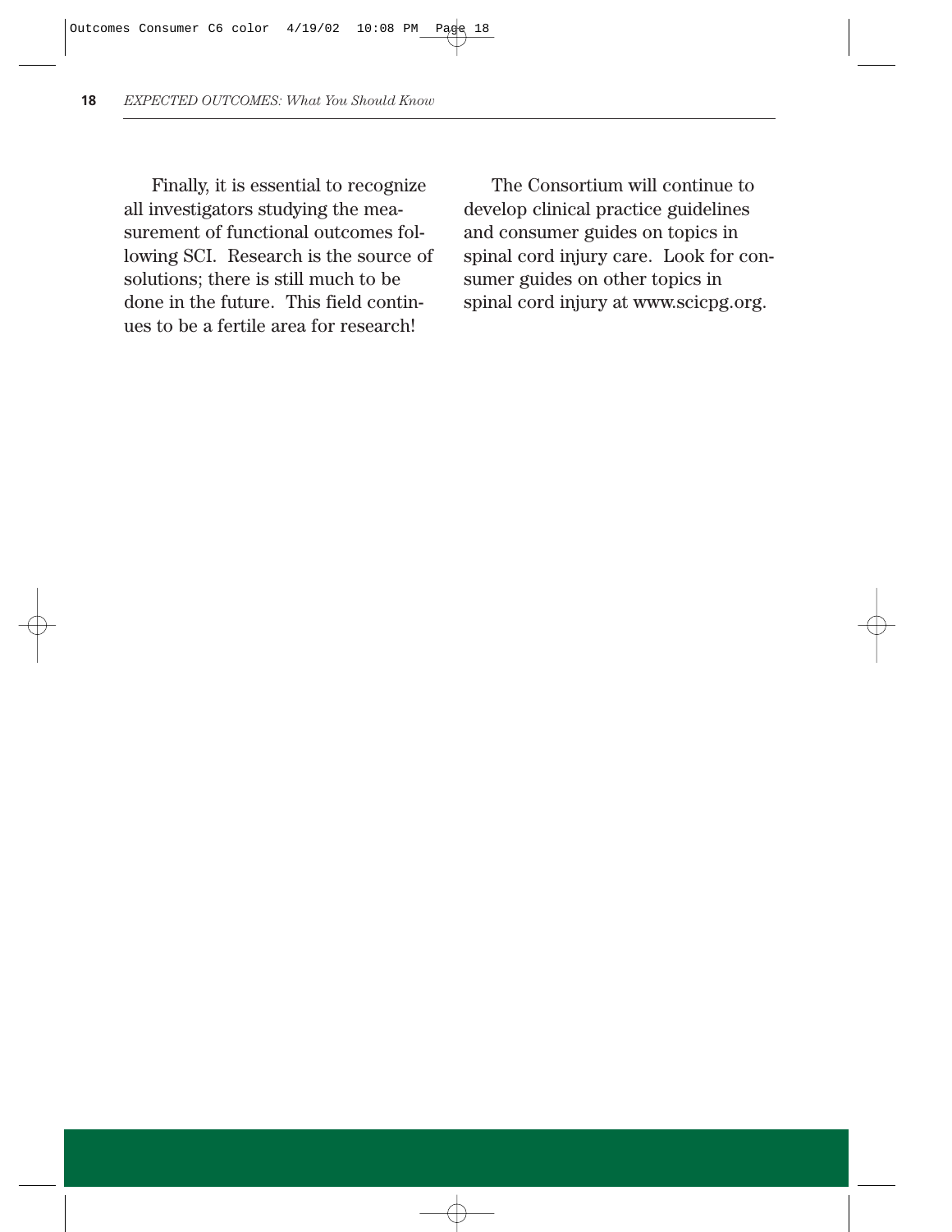Finally, it is essential to recognize all investigators studying the measurement of functional outcomes following SCI. Research is the source of solutions; there is still much to be done in the future. This field continues to be a fertile area for research!

The Consortium will continue to develop clinical practice guidelines and consumer guides on topics in spinal cord injury care. Look for consumer guides on other topics in spinal cord injury at www.scicpg.org.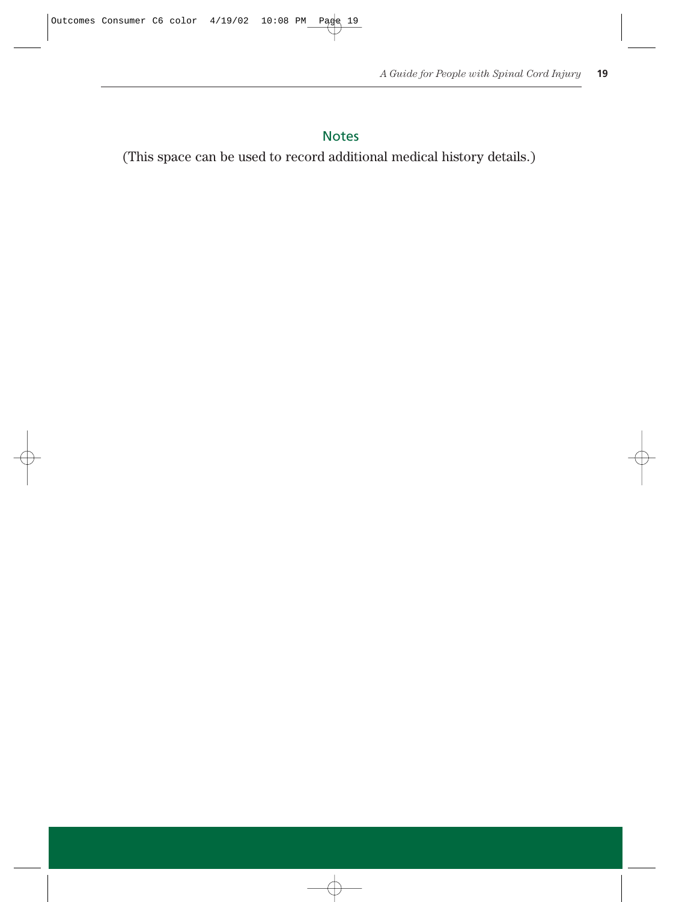## Notes

(This space can be used to record additional medical history details.)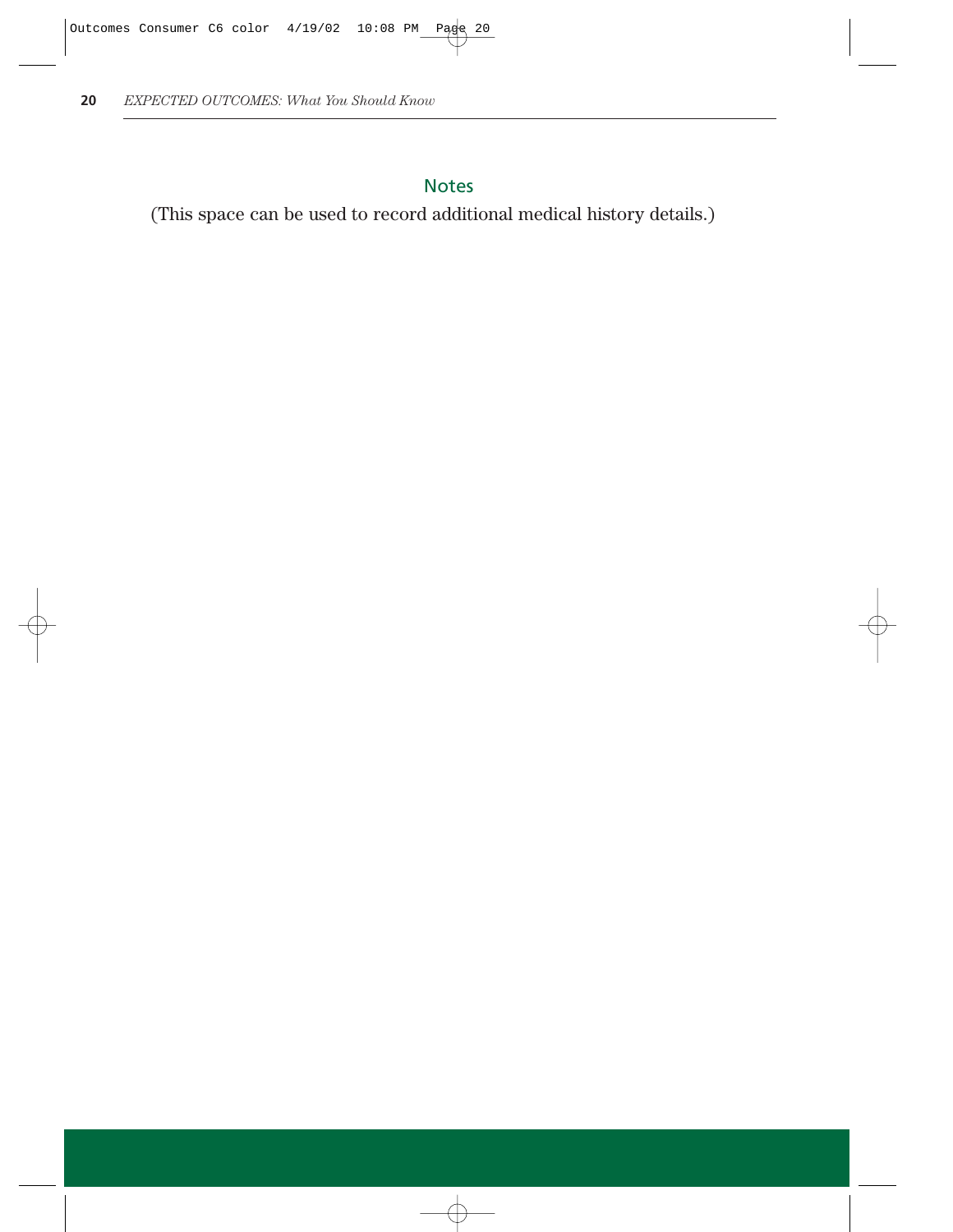## Notes

(This space can be used to record additional medical history details.)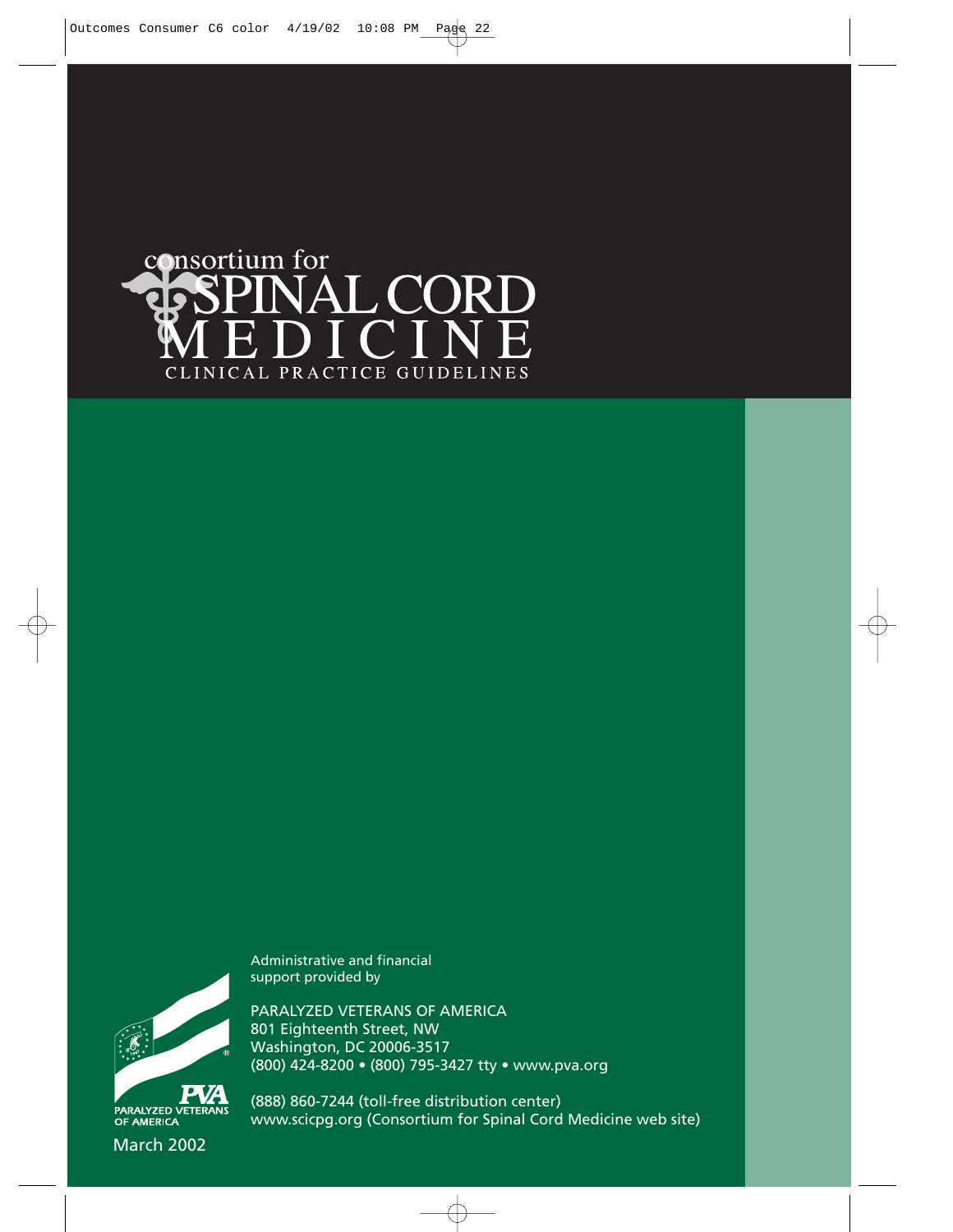consortium for
SPINAL CORD
MEDICINE
CLINICAL PRACTICE GUIDELINES

Administrative and financial support provided by

PARALYZED VETERANS OF AMERICA
801 Eighteenth Street, NW
Washington, DC 20006-3517
(800) 424-8200 • (800) 795-3427 tty • www.pva.org

(888) 860-7244 (toll-free distribution center)
www.scicpg.org (Consortium for Spinal Cord Medicine web site)

PVA
PARALYZED VETERANS OF AMERICA

March 2002